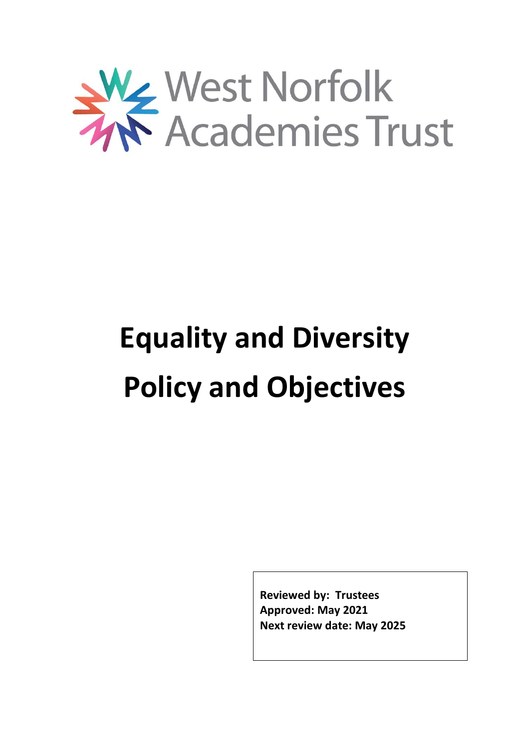West Norfolk Academies Trust

# Equality and Diversity Policy and Objectives

**Reviewed by: Trustees**
**Approved: May 2021**
**Next review date: May 2025**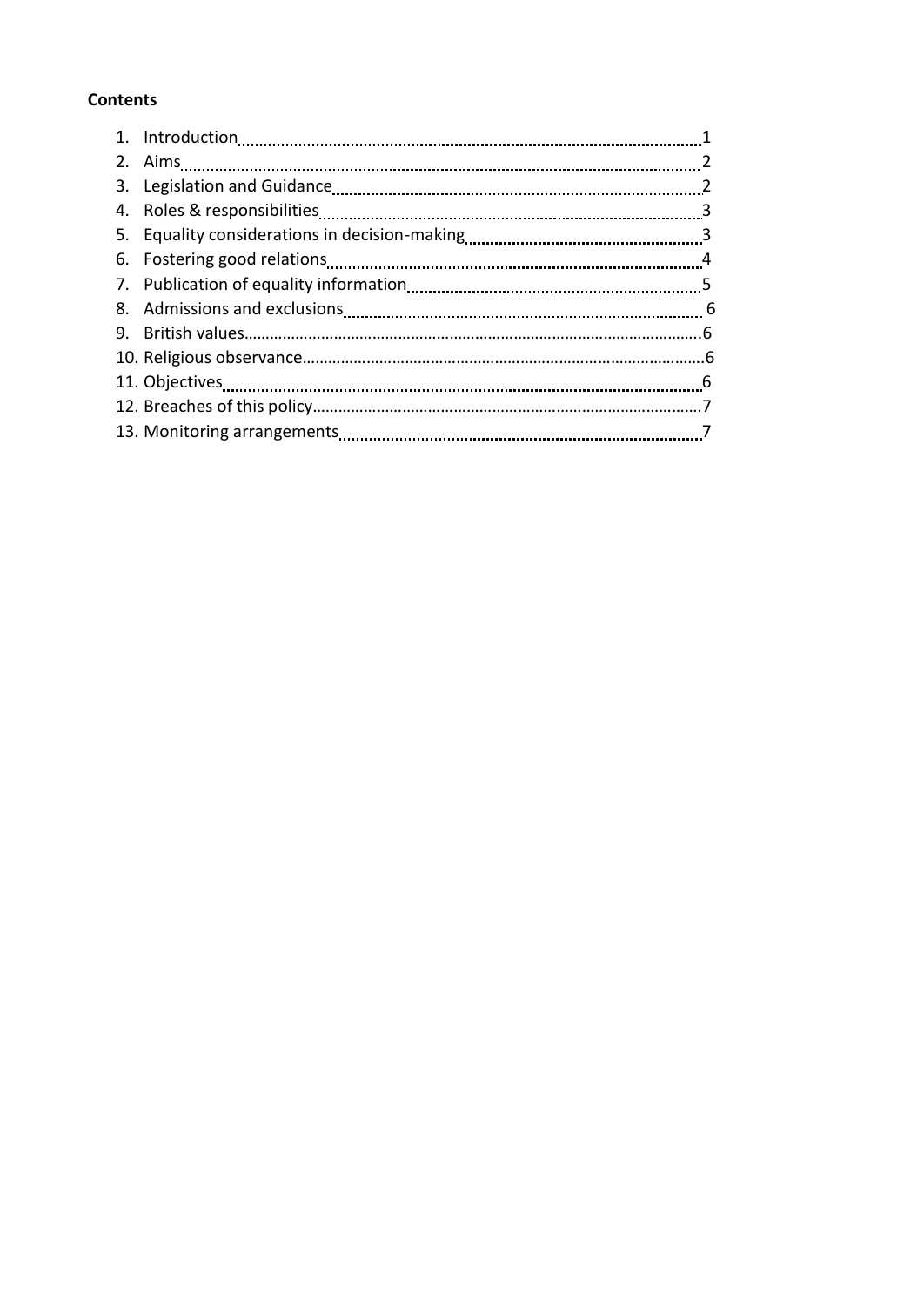**Contents**

1. Introduction ........................................ 1
2. Aims ........................................ 2
3. Legislation and Guidance ........................................ 2
4. Roles & responsibilities ........................................ 3
5. Equality considerations in decision-making ........................................ 3
6. Fostering good relations ........................................ 4
7. Publication of equality information ........................................ 5
8. Admissions and exclusions ........................................ 6
9. British values ........................................ 6
10. Religious observance ........................................ 6
11. Objectives ........................................ 6
12. Breaches of this policy ........................................ 7
13. Monitoring arrangements ........................................ 7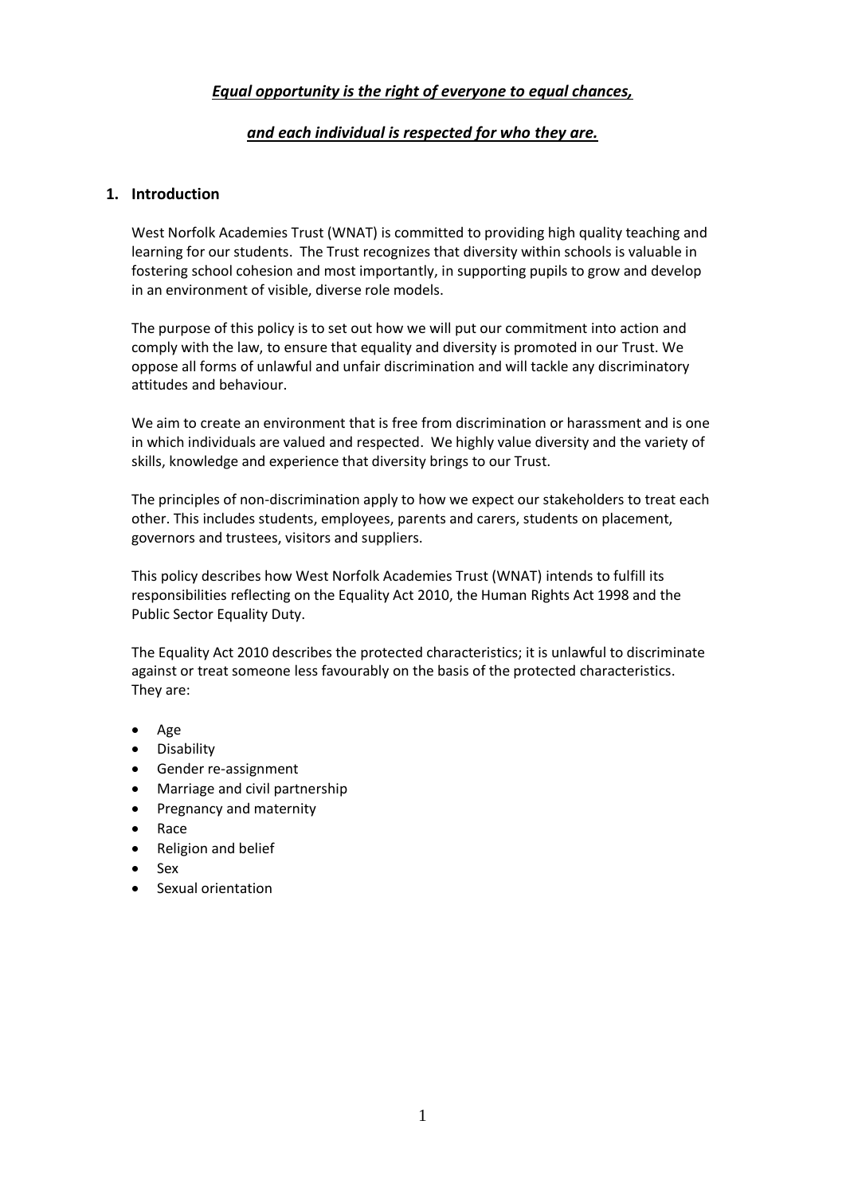***<u>Equal opportunity is the right of everyone to equal chances,</u>***

***<u>and each individual is respected for who they are.</u>***

## 1. Introduction

West Norfolk Academies Trust (WNAT) is committed to providing high quality teaching and learning for our students. The Trust recognizes that diversity within schools is valuable in fostering school cohesion and most importantly, in supporting pupils to grow and develop in an environment of visible, diverse role models.

The purpose of this policy is to set out how we will put our commitment into action and comply with the law, to ensure that equality and diversity is promoted in our Trust. We oppose all forms of unlawful and unfair discrimination and will tackle any discriminatory attitudes and behaviour.

We aim to create an environment that is free from discrimination or harassment and is one in which individuals are valued and respected. We highly value diversity and the variety of skills, knowledge and experience that diversity brings to our Trust.

The principles of non-discrimination apply to how we expect our stakeholders to treat each other. This includes students, employees, parents and carers, students on placement, governors and trustees, visitors and suppliers.

This policy describes how West Norfolk Academies Trust (WNAT) intends to fulfill its responsibilities reflecting on the Equality Act 2010, the Human Rights Act 1998 and the Public Sector Equality Duty.

The Equality Act 2010 describes the protected characteristics; it is unlawful to discriminate against or treat someone less favourably on the basis of the protected characteristics. They are:

- Age
- Disability
- Gender re-assignment
- Marriage and civil partnership
- Pregnancy and maternity
- Race
- Religion and belief
- Sex
- Sexual orientation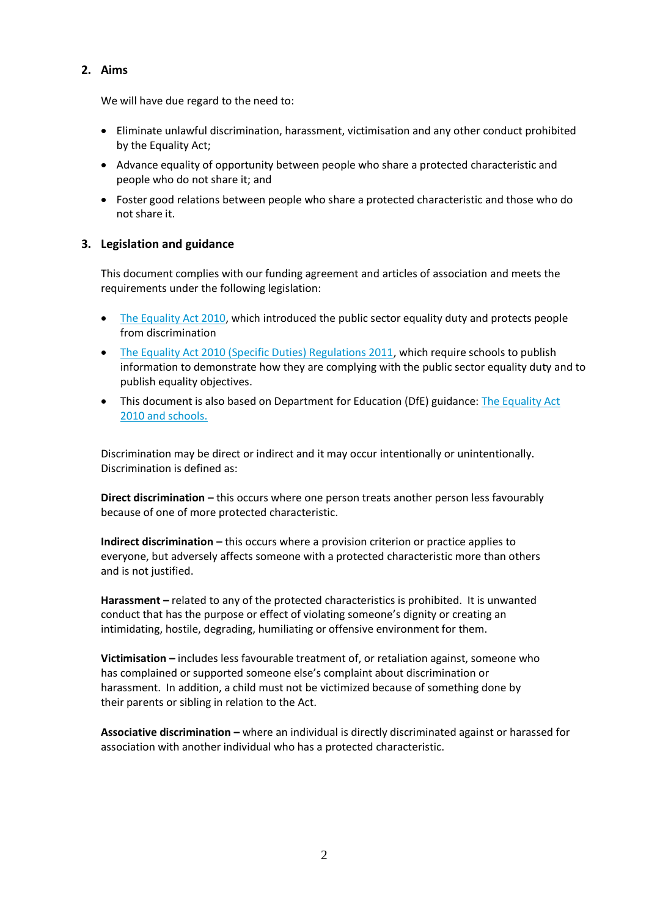## 2. Aims

We will have due regard to the need to:

- Eliminate unlawful discrimination, harassment, victimisation and any other conduct prohibited by the Equality Act;
- Advance equality of opportunity between people who share a protected characteristic and people who do not share it; and
- Foster good relations between people who share a protected characteristic and those who do not share it.

## 3. Legislation and guidance

This document complies with our funding agreement and articles of association and meets the requirements under the following legislation:

- The Equality Act 2010, which introduced the public sector equality duty and protects people from discrimination
- The Equality Act 2010 (Specific Duties) Regulations 2011, which require schools to publish information to demonstrate how they are complying with the public sector equality duty and to publish equality objectives.
- This document is also based on Department for Education (DfE) guidance: The Equality Act 2010 and schools.

Discrimination may be direct or indirect and it may occur intentionally or unintentionally. Discrimination is defined as:

**Direct discrimination –** this occurs where one person treats another person less favourably because of one of more protected characteristic.

**Indirect discrimination –** this occurs where a provision criterion or practice applies to everyone, but adversely affects someone with a protected characteristic more than others and is not justified.

**Harassment –** related to any of the protected characteristics is prohibited. It is unwanted conduct that has the purpose or effect of violating someone's dignity or creating an intimidating, hostile, degrading, humiliating or offensive environment for them.

**Victimisation –** includes less favourable treatment of, or retaliation against, someone who has complained or supported someone else's complaint about discrimination or harassment. In addition, a child must not be victimized because of something done by their parents or sibling in relation to the Act.

**Associative discrimination –** where an individual is directly discriminated against or harassed for association with another individual who has a protected characteristic.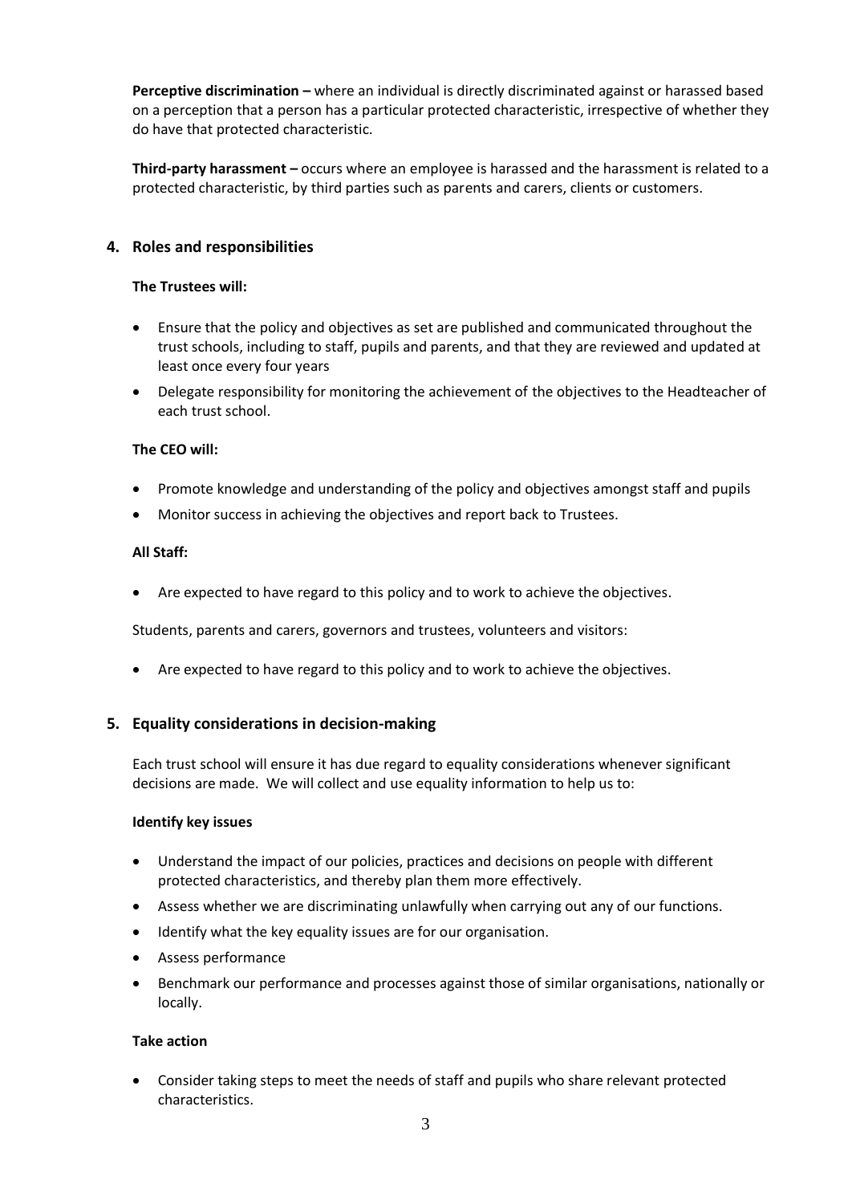**Perceptive discrimination –** where an individual is directly discriminated against or harassed based on a perception that a person has a particular protected characteristic, irrespective of whether they do have that protected characteristic.

**Third-party harassment –** occurs where an employee is harassed and the harassment is related to a protected characteristic, by third parties such as parents and carers, clients or customers.

## 4. Roles and responsibilities

**The Trustees will:**

- Ensure that the policy and objectives as set are published and communicated throughout the trust schools, including to staff, pupils and parents, and that they are reviewed and updated at least once every four years
- Delegate responsibility for monitoring the achievement of the objectives to the Headteacher of each trust school.

**The CEO will:**

- Promote knowledge and understanding of the policy and objectives amongst staff and pupils
- Monitor success in achieving the objectives and report back to Trustees.

**All Staff:**

- Are expected to have regard to this policy and to work to achieve the objectives.

Students, parents and carers, governors and trustees, volunteers and visitors:

- Are expected to have regard to this policy and to work to achieve the objectives.

## 5. Equality considerations in decision-making

Each trust school will ensure it has due regard to equality considerations whenever significant decisions are made. We will collect and use equality information to help us to:

**Identify key issues**

- Understand the impact of our policies, practices and decisions on people with different protected characteristics, and thereby plan them more effectively.
- Assess whether we are discriminating unlawfully when carrying out any of our functions.
- Identify what the key equality issues are for our organisation.
- Assess performance
- Benchmark our performance and processes against those of similar organisations, nationally or locally.

**Take action**

- Consider taking steps to meet the needs of staff and pupils who share relevant protected characteristics.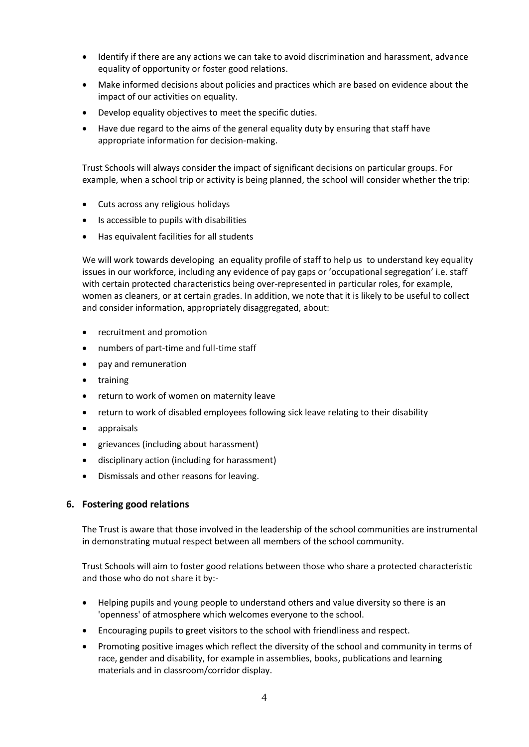- Identify if there are any actions we can take to avoid discrimination and harassment, advance equality of opportunity or foster good relations.
- Make informed decisions about policies and practices which are based on evidence about the impact of our activities on equality.
- Develop equality objectives to meet the specific duties.
- Have due regard to the aims of the general equality duty by ensuring that staff have appropriate information for decision-making.

Trust Schools will always consider the impact of significant decisions on particular groups. For example, when a school trip or activity is being planned, the school will consider whether the trip:

- Cuts across any religious holidays
- Is accessible to pupils with disabilities
- Has equivalent facilities for all students

We will work towards developing an equality profile of staff to help us to understand key equality issues in our workforce, including any evidence of pay gaps or 'occupational segregation' i.e. staff with certain protected characteristics being over-represented in particular roles, for example, women as cleaners, or at certain grades. In addition, we note that it is likely to be useful to collect and consider information, appropriately disaggregated, about:

- recruitment and promotion
- numbers of part-time and full-time staff
- pay and remuneration
- training
- return to work of women on maternity leave
- return to work of disabled employees following sick leave relating to their disability
- appraisals
- grievances (including about harassment)
- disciplinary action (including for harassment)
- Dismissals and other reasons for leaving.

## 6. Fostering good relations

The Trust is aware that those involved in the leadership of the school communities are instrumental in demonstrating mutual respect between all members of the school community.

Trust Schools will aim to foster good relations between those who share a protected characteristic and those who do not share it by:-

- Helping pupils and young people to understand others and value diversity so there is an 'openness' of atmosphere which welcomes everyone to the school.
- Encouraging pupils to greet visitors to the school with friendliness and respect.
- Promoting positive images which reflect the diversity of the school and community in terms of race, gender and disability, for example in assemblies, books, publications and learning materials and in classroom/corridor display.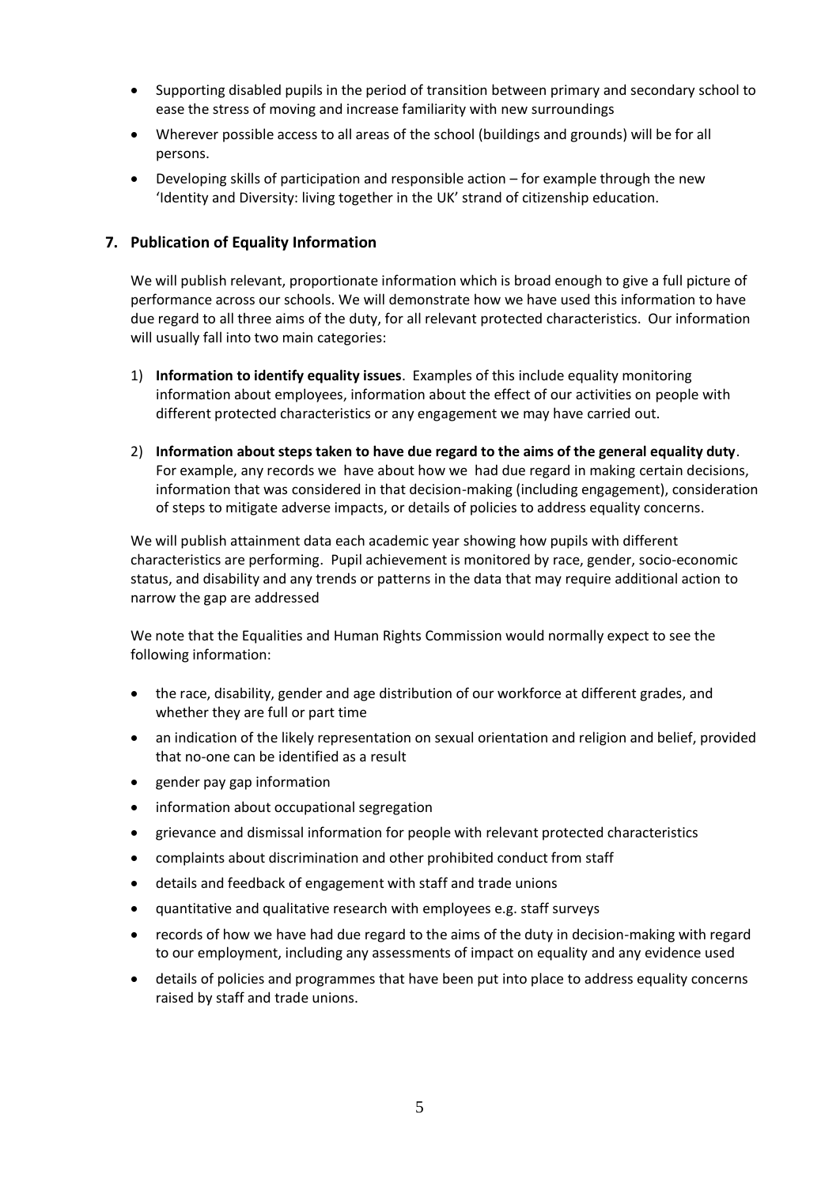- Supporting disabled pupils in the period of transition between primary and secondary school to ease the stress of moving and increase familiarity with new surroundings
- Wherever possible access to all areas of the school (buildings and grounds) will be for all persons.
- Developing skills of participation and responsible action – for example through the new 'Identity and Diversity: living together in the UK' strand of citizenship education.

## 7. Publication of Equality Information

We will publish relevant, proportionate information which is broad enough to give a full picture of performance across our schools. We will demonstrate how we have used this information to have due regard to all three aims of the duty, for all relevant protected characteristics. Our information will usually fall into two main categories:

1) **Information to identify equality issues**. Examples of this include equality monitoring information about employees, information about the effect of our activities on people with different protected characteristics or any engagement we may have carried out.

2) **Information about steps taken to have due regard to the aims of the general equality duty**. For example, any records we have about how we had due regard in making certain decisions, information that was considered in that decision-making (including engagement), consideration of steps to mitigate adverse impacts, or details of policies to address equality concerns.

We will publish attainment data each academic year showing how pupils with different characteristics are performing. Pupil achievement is monitored by race, gender, socio-economic status, and disability and any trends or patterns in the data that may require additional action to narrow the gap are addressed

We note that the Equalities and Human Rights Commission would normally expect to see the following information:

- the race, disability, gender and age distribution of our workforce at different grades, and whether they are full or part time
- an indication of the likely representation on sexual orientation and religion and belief, provided that no-one can be identified as a result
- gender pay gap information
- information about occupational segregation
- grievance and dismissal information for people with relevant protected characteristics
- complaints about discrimination and other prohibited conduct from staff
- details and feedback of engagement with staff and trade unions
- quantitative and qualitative research with employees e.g. staff surveys
- records of how we have had due regard to the aims of the duty in decision-making with regard to our employment, including any assessments of impact on equality and any evidence used
- details of policies and programmes that have been put into place to address equality concerns raised by staff and trade unions.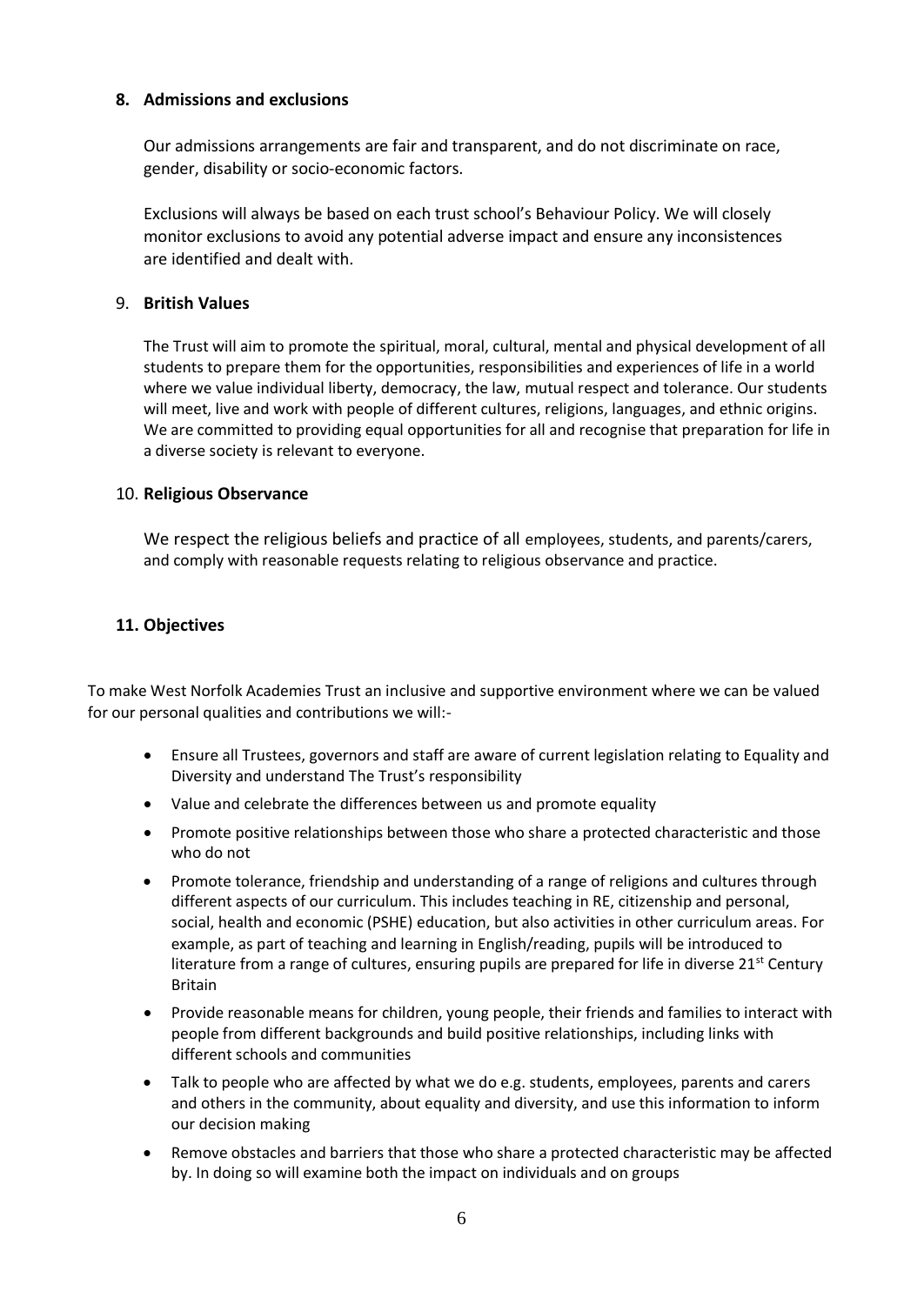## 8. Admissions and exclusions

Our admissions arrangements are fair and transparent, and do not discriminate on race, gender, disability or socio-economic factors.

Exclusions will always be based on each trust school's Behaviour Policy. We will closely monitor exclusions to avoid any potential adverse impact and ensure any inconsistences are identified and dealt with.

## 9. British Values

The Trust will aim to promote the spiritual, moral, cultural, mental and physical development of all students to prepare them for the opportunities, responsibilities and experiences of life in a world where we value individual liberty, democracy, the law, mutual respect and tolerance. Our students will meet, live and work with people of different cultures, religions, languages, and ethnic origins. We are committed to providing equal opportunities for all and recognise that preparation for life in a diverse society is relevant to everyone.

## 10. Religious Observance

We respect the religious beliefs and practice of all employees, students, and parents/carers, and comply with reasonable requests relating to religious observance and practice.

## 11. Objectives

To make West Norfolk Academies Trust an inclusive and supportive environment where we can be valued for our personal qualities and contributions we will:-

- Ensure all Trustees, governors and staff are aware of current legislation relating to Equality and Diversity and understand The Trust's responsibility
- Value and celebrate the differences between us and promote equality
- Promote positive relationships between those who share a protected characteristic and those who do not
- Promote tolerance, friendship and understanding of a range of religions and cultures through different aspects of our curriculum. This includes teaching in RE, citizenship and personal, social, health and economic (PSHE) education, but also activities in other curriculum areas. For example, as part of teaching and learning in English/reading, pupils will be introduced to literature from a range of cultures, ensuring pupils are prepared for life in diverse 21st Century Britain
- Provide reasonable means for children, young people, their friends and families to interact with people from different backgrounds and build positive relationships, including links with different schools and communities
- Talk to people who are affected by what we do e.g. students, employees, parents and carers and others in the community, about equality and diversity, and use this information to inform our decision making
- Remove obstacles and barriers that those who share a protected characteristic may be affected by. In doing so will examine both the impact on individuals and on groups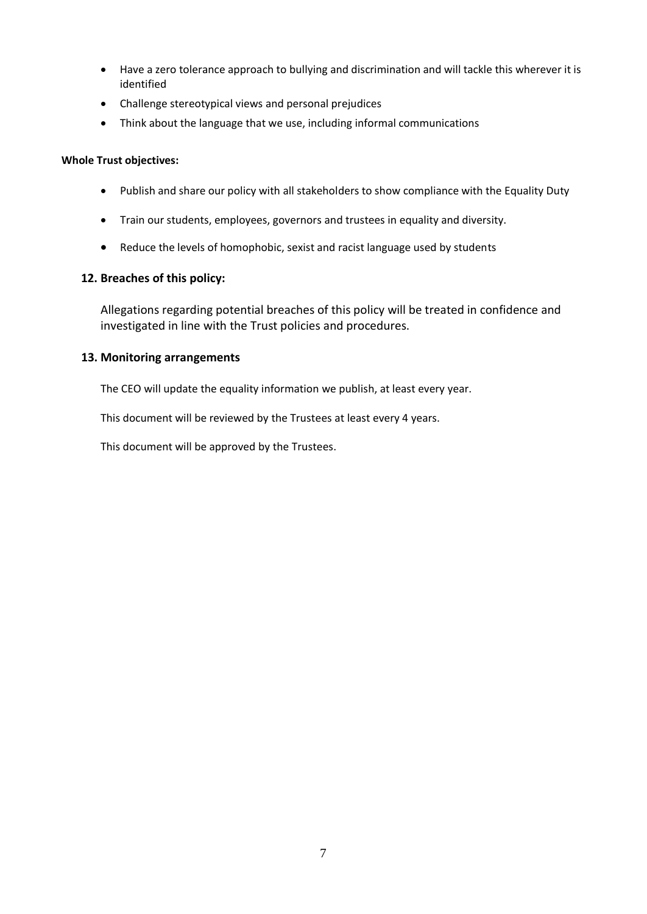- Have a zero tolerance approach to bullying and discrimination and will tackle this wherever it is identified
- Challenge stereotypical views and personal prejudices
- Think about the language that we use, including informal communications

**Whole Trust objectives:**

- Publish and share our policy with all stakeholders to show compliance with the Equality Duty
- Train our students, employees, governors and trustees in equality and diversity.
- Reduce the levels of homophobic, sexist and racist language used by students

## 12. Breaches of this policy:

Allegations regarding potential breaches of this policy will be treated in confidence and investigated in line with the Trust policies and procedures.

## 13. Monitoring arrangements

The CEO will update the equality information we publish, at least every year.

This document will be reviewed by the Trustees at least every 4 years.

This document will be approved by the Trustees.